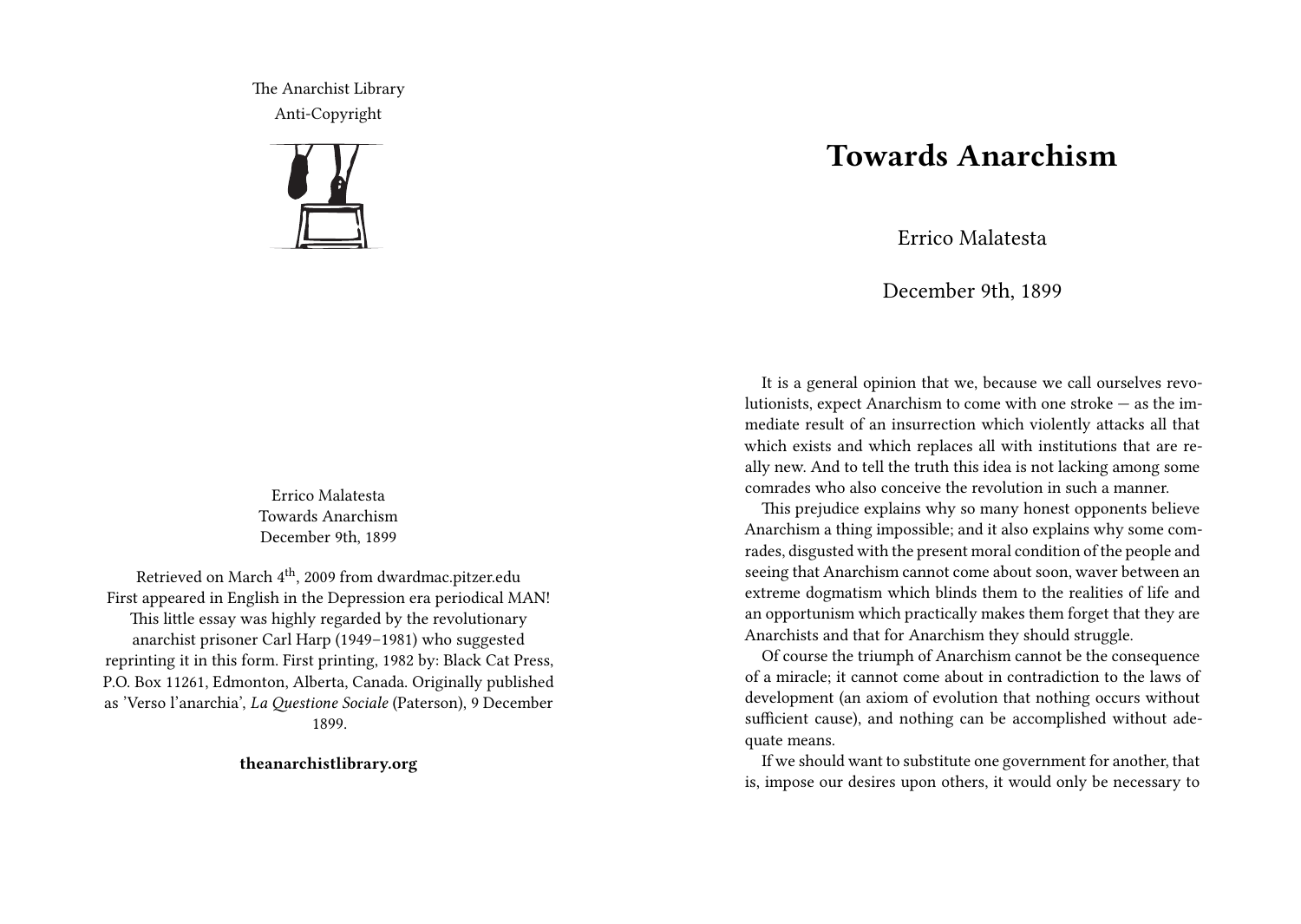The Anarchist Library
Anti-Copyright

Errico Malatesta
Towards Anarchism
December 9th, 1899

Retrieved on March 4th, 2009 from dwardmac.pitzer.edu
First appeared in English in the Depression era periodical MAN!
This little essay was highly regarded by the revolutionary anarchist prisoner Carl Harp (1949–1981) who suggested reprinting it in this form. First printing, 1982 by: Black Cat Press, P.O. Box 11261, Edmonton, Alberta, Canada. Originally published as 'Verso l'anarchia', *La Questione Sociale* (Paterson), 9 December 1899.

**theanarchistlibrary.org**

# Towards Anarchism

Errico Malatesta

December 9th, 1899

It is a general opinion that we, because we call ourselves revolutionists, expect Anarchism to come with one stroke — as the immediate result of an insurrection which violently attacks all that which exists and which replaces all with institutions that are really new. And to tell the truth this idea is not lacking among some comrades who also conceive the revolution in such a manner.

This prejudice explains why so many honest opponents believe Anarchism a thing impossible; and it also explains why some comrades, disgusted with the present moral condition of the people and seeing that Anarchism cannot come about soon, waver between an extreme dogmatism which blinds them to the realities of life and an opportunism which practically makes them forget that they are Anarchists and that for Anarchism they should struggle.

Of course the triumph of Anarchism cannot be the consequence of a miracle; it cannot come about in contradiction to the laws of development (an axiom of evolution that nothing occurs without sufficient cause), and nothing can be accomplished without adequate means.

If we should want to substitute one government for another, that is, impose our desires upon others, it would only be necessary to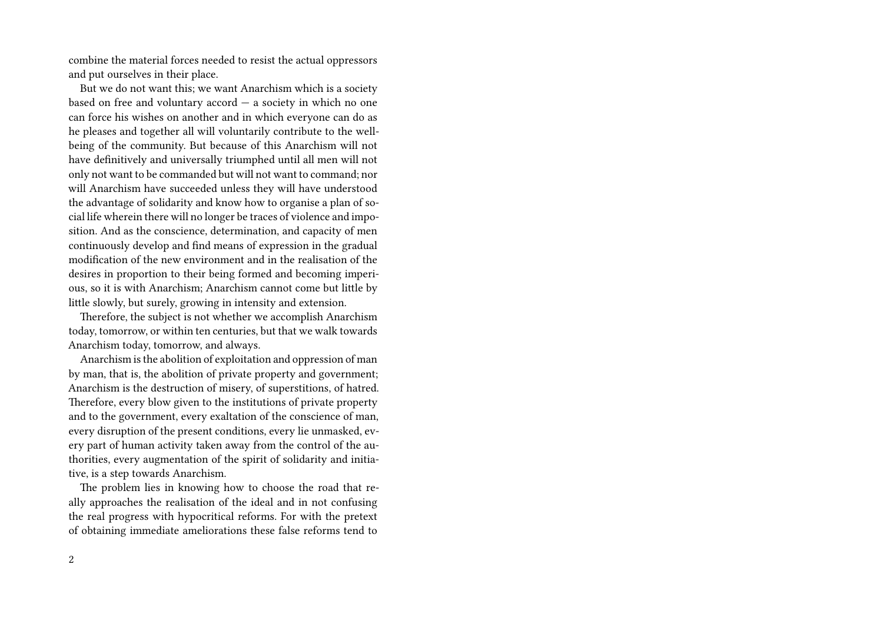combine the material forces needed to resist the actual oppressors and put ourselves in their place.

But we do not want this; we want Anarchism which is a society based on free and voluntary accord — a society in which no one can force his wishes on another and in which everyone can do as he pleases and together all will voluntarily contribute to the well-being of the community. But because of this Anarchism will not have definitively and universally triumphed until all men will not only not want to be commanded but will not want to command; nor will Anarchism have succeeded unless they will have understood the advantage of solidarity and know how to organise a plan of social life wherein there will no longer be traces of violence and imposition. And as the conscience, determination, and capacity of men continuously develop and find means of expression in the gradual modification of the new environment and in the realisation of the desires in proportion to their being formed and becoming imperious, so it is with Anarchism; Anarchism cannot come but little by little slowly, but surely, growing in intensity and extension.

Therefore, the subject is not whether we accomplish Anarchism today, tomorrow, or within ten centuries, but that we walk towards Anarchism today, tomorrow, and always.

Anarchism is the abolition of exploitation and oppression of man by man, that is, the abolition of private property and government; Anarchism is the destruction of misery, of superstitions, of hatred. Therefore, every blow given to the institutions of private property and to the government, every exaltation of the conscience of man, every disruption of the present conditions, every lie unmasked, every part of human activity taken away from the control of the authorities, every augmentation of the spirit of solidarity and initiative, is a step towards Anarchism.

The problem lies in knowing how to choose the road that really approaches the realisation of the ideal and in not confusing the real progress with hypocritical reforms. For with the pretext of obtaining immediate ameliorations these false reforms tend to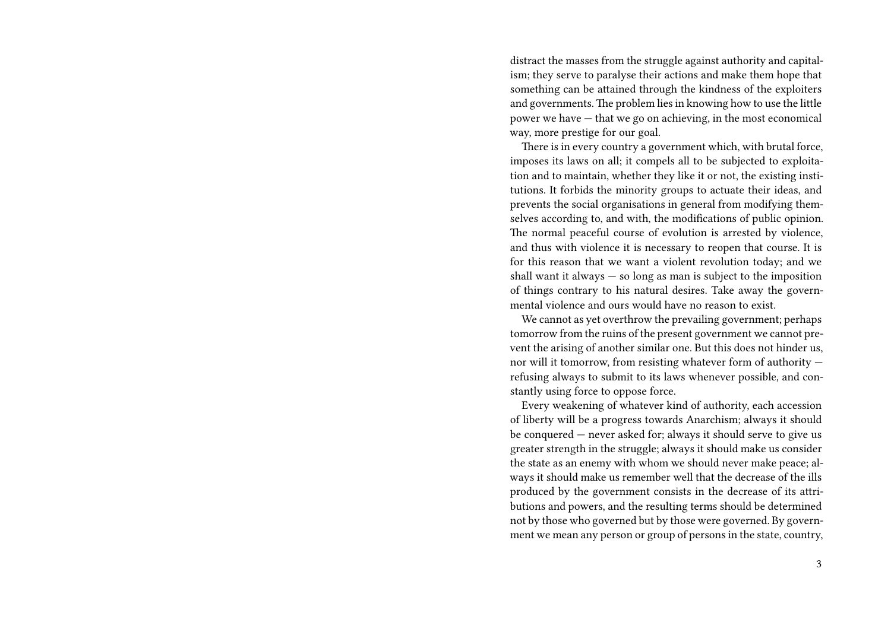distract the masses from the struggle against authority and capitalism; they serve to paralyse their actions and make them hope that something can be attained through the kindness of the exploiters and governments. The problem lies in knowing how to use the little power we have — that we go on achieving, in the most economical way, more prestige for our goal.

There is in every country a government which, with brutal force, imposes its laws on all; it compels all to be subjected to exploitation and to maintain, whether they like it or not, the existing institutions. It forbids the minority groups to actuate their ideas, and prevents the social organisations in general from modifying themselves according to, and with, the modifications of public opinion. The normal peaceful course of evolution is arrested by violence, and thus with violence it is necessary to reopen that course. It is for this reason that we want a violent revolution today; and we shall want it always — so long as man is subject to the imposition of things contrary to his natural desires. Take away the governmental violence and ours would have no reason to exist.

We cannot as yet overthrow the prevailing government; perhaps tomorrow from the ruins of the present government we cannot prevent the arising of another similar one. But this does not hinder us, nor will it tomorrow, from resisting whatever form of authority — refusing always to submit to its laws whenever possible, and constantly using force to oppose force.

Every weakening of whatever kind of authority, each accession of liberty will be a progress towards Anarchism; always it should be conquered — never asked for; always it should serve to give us greater strength in the struggle; always it should make us consider the state as an enemy with whom we should never make peace; always it should make us remember well that the decrease of the ills produced by the government consists in the decrease of its attributions and powers, and the resulting terms should be determined not by those who governed but by those were governed. By government we mean any person or group of persons in the state, country,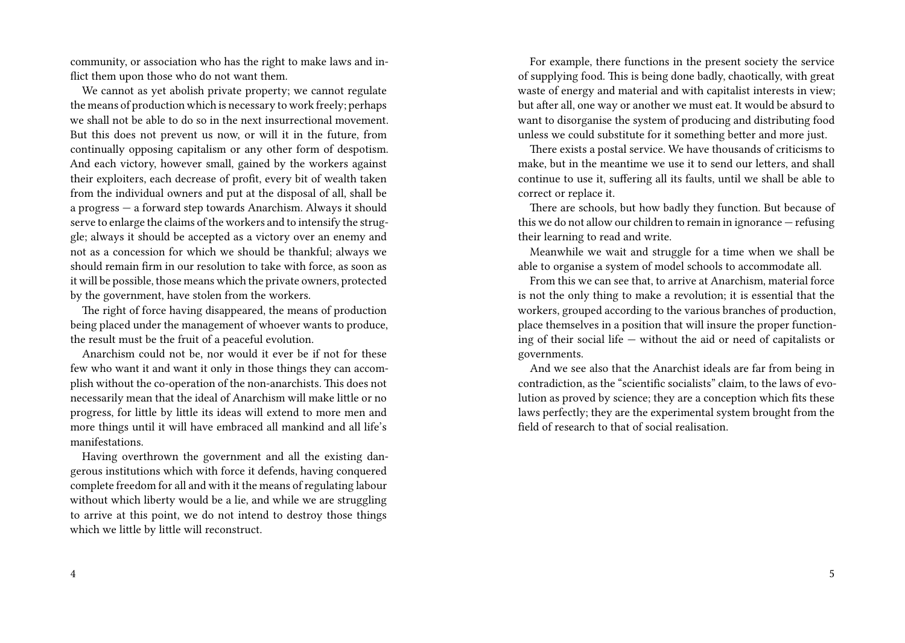community, or association who has the right to make laws and inflict them upon those who do not want them.

We cannot as yet abolish private property; we cannot regulate the means of production which is necessary to work freely; perhaps we shall not be able to do so in the next insurrectional movement. But this does not prevent us now, or will it in the future, from continually opposing capitalism or any other form of despotism. And each victory, however small, gained by the workers against their exploiters, each decrease of profit, every bit of wealth taken from the individual owners and put at the disposal of all, shall be a progress — a forward step towards Anarchism. Always it should serve to enlarge the claims of the workers and to intensify the struggle; always it should be accepted as a victory over an enemy and not as a concession for which we should be thankful; always we should remain firm in our resolution to take with force, as soon as it will be possible, those means which the private owners, protected by the government, have stolen from the workers.

The right of force having disappeared, the means of production being placed under the management of whoever wants to produce, the result must be the fruit of a peaceful evolution.

Anarchism could not be, nor would it ever be if not for these few who want it and want it only in those things they can accomplish without the co-operation of the non-anarchists. This does not necessarily mean that the ideal of Anarchism will make little or no progress, for little by little its ideas will extend to more men and more things until it will have embraced all mankind and all life's manifestations.

Having overthrown the government and all the existing dangerous institutions which with force it defends, having conquered complete freedom for all and with it the means of regulating labour without which liberty would be a lie, and while we are struggling to arrive at this point, we do not intend to destroy those things which we little by little will reconstruct.

For example, there functions in the present society the service of supplying food. This is being done badly, chaotically, with great waste of energy and material and with capitalist interests in view; but after all, one way or another we must eat. It would be absurd to want to disorganise the system of producing and distributing food unless we could substitute for it something better and more just.

There exists a postal service. We have thousands of criticisms to make, but in the meantime we use it to send our letters, and shall continue to use it, suffering all its faults, until we shall be able to correct or replace it.

There are schools, but how badly they function. But because of this we do not allow our children to remain in ignorance — refusing their learning to read and write.

Meanwhile we wait and struggle for a time when we shall be able to organise a system of model schools to accommodate all.

From this we can see that, to arrive at Anarchism, material force is not the only thing to make a revolution; it is essential that the workers, grouped according to the various branches of production, place themselves in a position that will insure the proper functioning of their social life — without the aid or need of capitalists or governments.

And we see also that the Anarchist ideals are far from being in contradiction, as the "scientific socialists" claim, to the laws of evolution as proved by science; they are a conception which fits these laws perfectly; they are the experimental system brought from the field of research to that of social realisation.